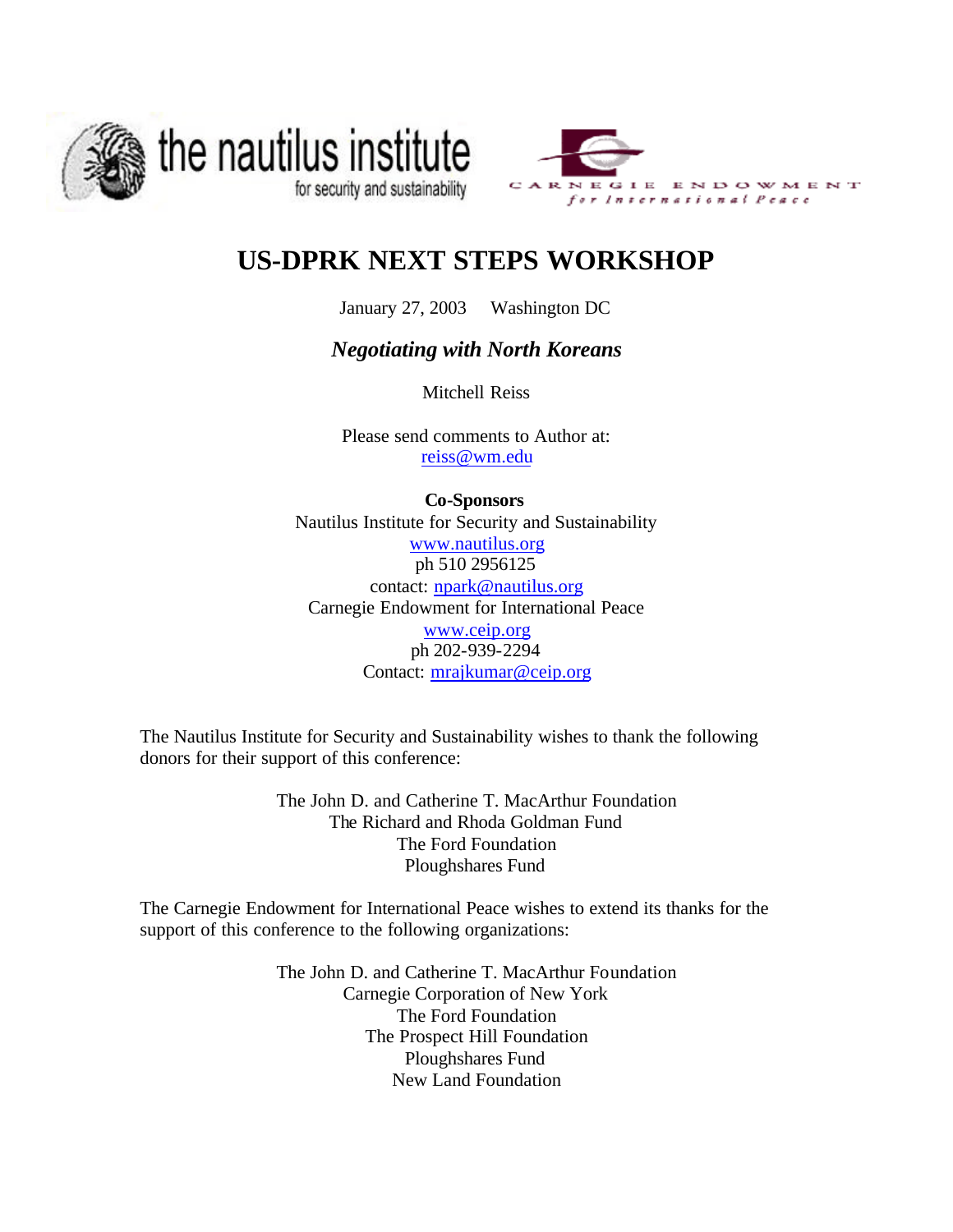the nautilus institute
for security and sustainability

CARNEGIE ENDOWMENT
for International Peace

# US-DPRK NEXT STEPS WORKSHOP

January 27, 2003 Washington DC

## *Negotiating with North Koreans*

Mitchell Reiss

Please send comments to Author at:
reiss@wm.edu

**Co-Sponsors**
Nautilus Institute for Security and Sustainability
www.nautilus.org
ph 510 2956125
contact: npark@nautilus.org
Carnegie Endowment for International Peace
www.ceip.org
ph 202-939-2294
Contact: mrajkumar@ceip.org

The Nautilus Institute for Security and Sustainability wishes to thank the following donors for their support of this conference:

The John D. and Catherine T. MacArthur Foundation
The Richard and Rhoda Goldman Fund
The Ford Foundation
Ploughshares Fund

The Carnegie Endowment for International Peace wishes to extend its thanks for the support of this conference to the following organizations:

The John D. and Catherine T. MacArthur Foundation
Carnegie Corporation of New York
The Ford Foundation
The Prospect Hill Foundation
Ploughshares Fund
New Land Foundation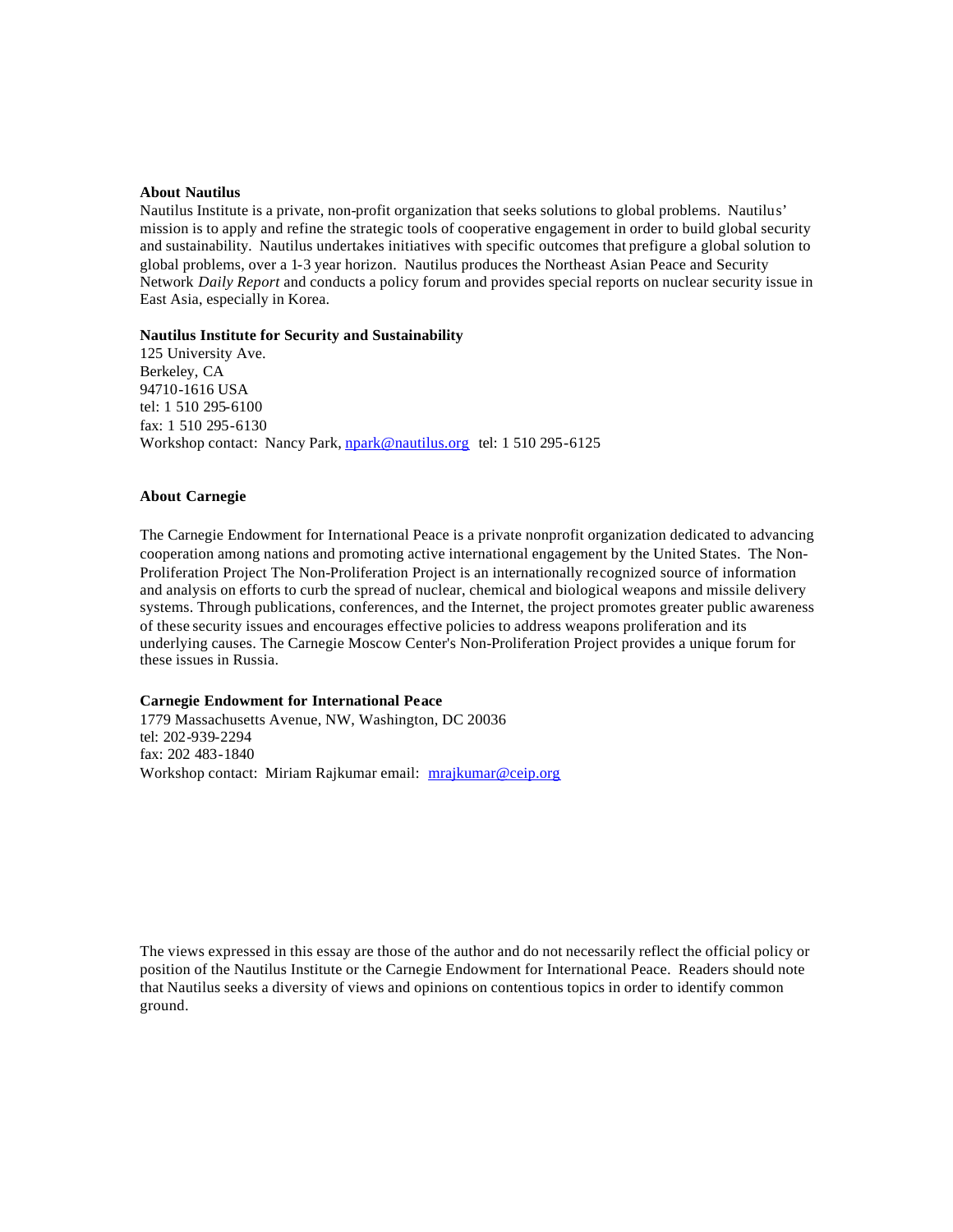**About Nautilus**

Nautilus Institute is a private, non-profit organization that seeks solutions to global problems. Nautilus' mission is to apply and refine the strategic tools of cooperative engagement in order to build global security and sustainability. Nautilus undertakes initiatives with specific outcomes that prefigure a global solution to global problems, over a 1-3 year horizon. Nautilus produces the Northeast Asian Peace and Security Network *Daily Report* and conducts a policy forum and provides special reports on nuclear security issue in East Asia, especially in Korea.

**Nautilus Institute for Security and Sustainability**
125 University Ave.
Berkeley, CA
94710-1616 USA
tel: 1 510 295-6100
fax: 1 510 295-6130
Workshop contact: Nancy Park, npark@nautilus.org tel: 1 510 295-6125

**About Carnegie**

The Carnegie Endowment for International Peace is a private nonprofit organization dedicated to advancing cooperation among nations and promoting active international engagement by the United States. The Non-Proliferation Project The Non-Proliferation Project is an internationally recognized source of information and analysis on efforts to curb the spread of nuclear, chemical and biological weapons and missile delivery systems. Through publications, conferences, and the Internet, the project promotes greater public awareness of these security issues and encourages effective policies to address weapons proliferation and its underlying causes. The Carnegie Moscow Center's Non-Proliferation Project provides a unique forum for these issues in Russia.

**Carnegie Endowment for International Peace**
1779 Massachusetts Avenue, NW, Washington, DC 20036
tel: 202-939-2294
fax: 202 483-1840
Workshop contact: Miriam Rajkumar email: mrajkumar@ceip.org

The views expressed in this essay are those of the author and do not necessarily reflect the official policy or position of the Nautilus Institute or the Carnegie Endowment for International Peace. Readers should note that Nautilus seeks a diversity of views and opinions on contentious topics in order to identify common ground.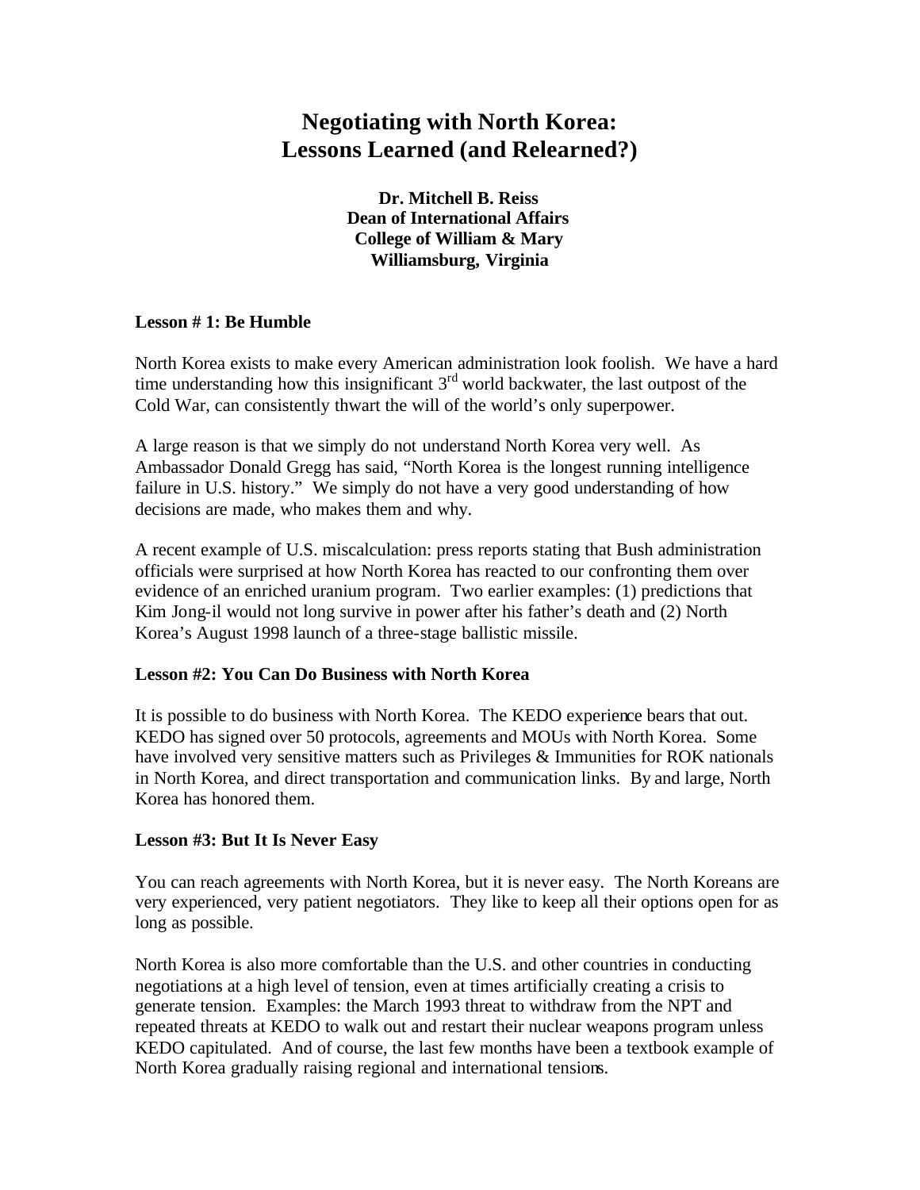# Negotiating with North Korea: Lessons Learned (and Relearned?)

**Dr. Mitchell B. Reiss**
**Dean of International Affairs**
**College of William & Mary**
**Williamsburg, Virginia**

**Lesson # 1: Be Humble**

North Korea exists to make every American administration look foolish. We have a hard time understanding how this insignificant 3rd world backwater, the last outpost of the Cold War, can consistently thwart the will of the world's only superpower.

A large reason is that we simply do not understand North Korea very well. As Ambassador Donald Gregg has said, "North Korea is the longest running intelligence failure in U.S. history." We simply do not have a very good understanding of how decisions are made, who makes them and why.

A recent example of U.S. miscalculation: press reports stating that Bush administration officials were surprised at how North Korea has reacted to our confronting them over evidence of an enriched uranium program. Two earlier examples: (1) predictions that Kim Jong-il would not long survive in power after his father's death and (2) North Korea's August 1998 launch of a three-stage ballistic missile.

**Lesson #2: You Can Do Business with North Korea**

It is possible to do business with North Korea. The KEDO experience bears that out. KEDO has signed over 50 protocols, agreements and MOUs with North Korea. Some have involved very sensitive matters such as Privileges & Immunities for ROK nationals in North Korea, and direct transportation and communication links. By and large, North Korea has honored them.

**Lesson #3: But It Is Never Easy**

You can reach agreements with North Korea, but it is never easy. The North Koreans are very experienced, very patient negotiators. They like to keep all their options open for as long as possible.

North Korea is also more comfortable than the U.S. and other countries in conducting negotiations at a high level of tension, even at times artificially creating a crisis to generate tension. Examples: the March 1993 threat to withdraw from the NPT and repeated threats at KEDO to walk out and restart their nuclear weapons program unless KEDO capitulated. And of course, the last few months have been a textbook example of North Korea gradually raising regional and international tensions.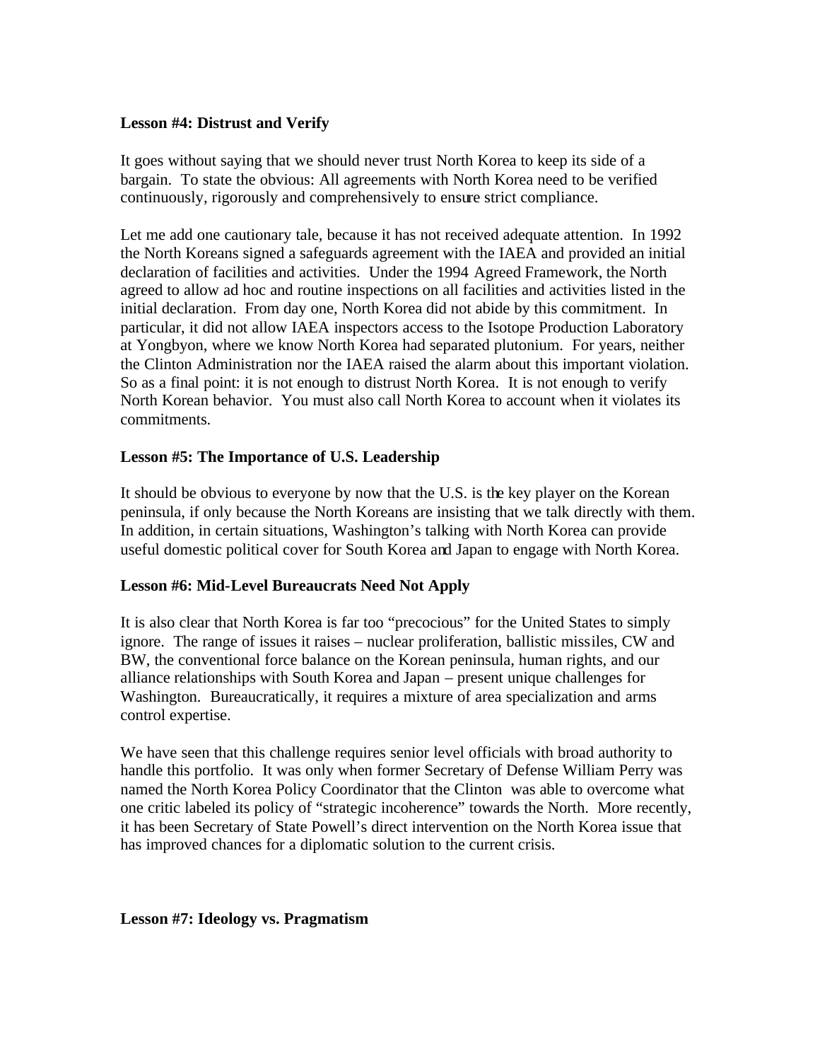**Lesson #4: Distrust and Verify**

It goes without saying that we should never trust North Korea to keep its side of a bargain. To state the obvious: All agreements with North Korea need to be verified continuously, rigorously and comprehensively to ensure strict compliance.

Let me add one cautionary tale, because it has not received adequate attention. In 1992 the North Koreans signed a safeguards agreement with the IAEA and provided an initial declaration of facilities and activities. Under the 1994 Agreed Framework, the North agreed to allow ad hoc and routine inspections on all facilities and activities listed in the initial declaration. From day one, North Korea did not abide by this commitment. In particular, it did not allow IAEA inspectors access to the Isotope Production Laboratory at Yongbyon, where we know North Korea had separated plutonium. For years, neither the Clinton Administration nor the IAEA raised the alarm about this important violation. So as a final point: it is not enough to distrust North Korea. It is not enough to verify North Korean behavior. You must also call North Korea to account when it violates its commitments.

**Lesson #5: The Importance of U.S. Leadership**

It should be obvious to everyone by now that the U.S. is the key player on the Korean peninsula, if only because the North Koreans are insisting that we talk directly with them. In addition, in certain situations, Washington's talking with North Korea can provide useful domestic political cover for South Korea and Japan to engage with North Korea.

**Lesson #6: Mid-Level Bureaucrats Need Not Apply**

It is also clear that North Korea is far too "precocious" for the United States to simply ignore. The range of issues it raises – nuclear proliferation, ballistic missiles, CW and BW, the conventional force balance on the Korean peninsula, human rights, and our alliance relationships with South Korea and Japan – present unique challenges for Washington. Bureaucratically, it requires a mixture of area specialization and arms control expertise.

We have seen that this challenge requires senior level officials with broad authority to handle this portfolio. It was only when former Secretary of Defense William Perry was named the North Korea Policy Coordinator that the Clinton was able to overcome what one critic labeled its policy of "strategic incoherence" towards the North. More recently, it has been Secretary of State Powell's direct intervention on the North Korea issue that has improved chances for a diplomatic solution to the current crisis.

**Lesson #7: Ideology vs. Pragmatism**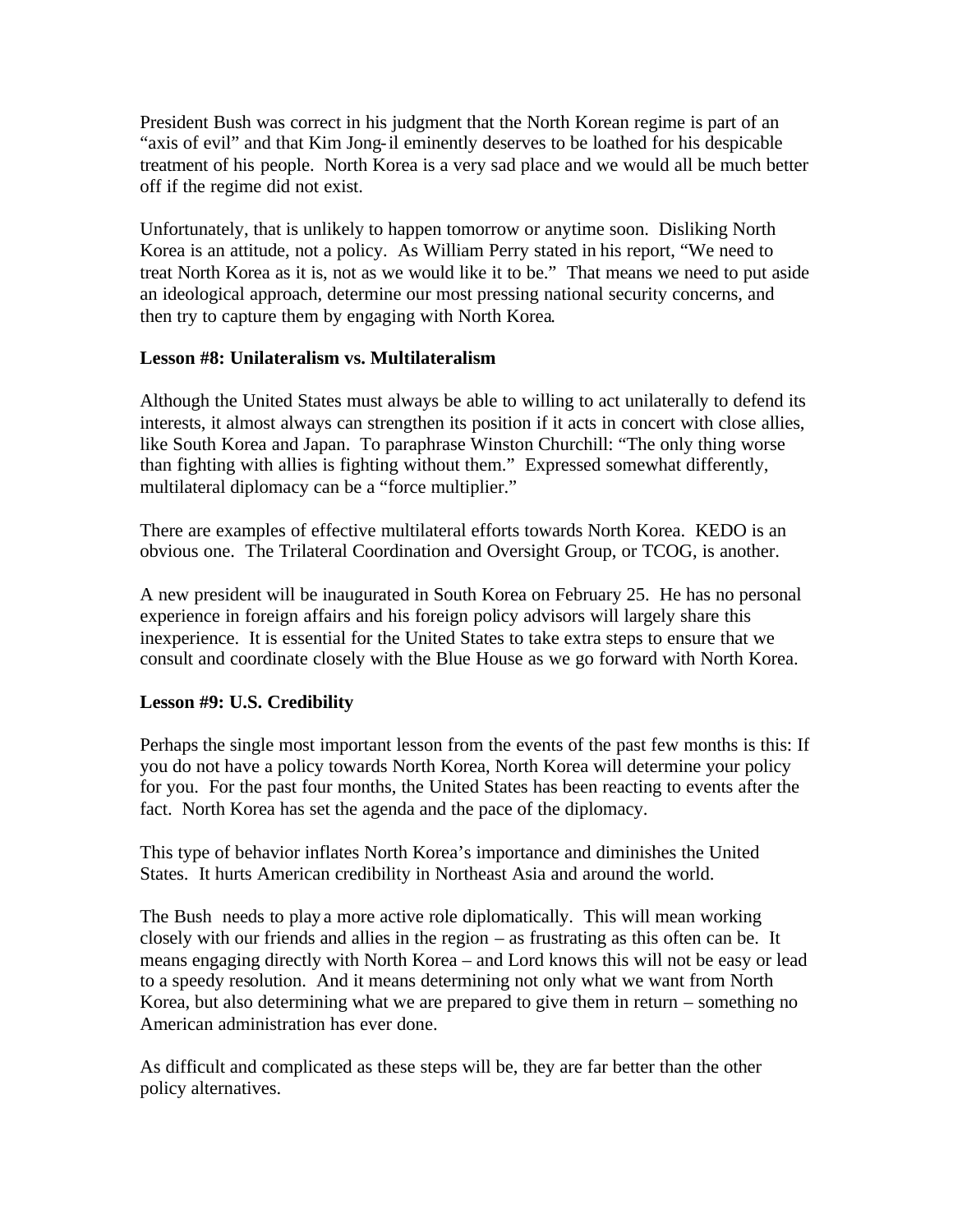President Bush was correct in his judgment that the North Korean regime is part of an "axis of evil" and that Kim Jong-il eminently deserves to be loathed for his despicable treatment of his people. North Korea is a very sad place and we would all be much better off if the regime did not exist.

Unfortunately, that is unlikely to happen tomorrow or anytime soon. Disliking North Korea is an attitude, not a policy. As William Perry stated in his report, "We need to treat North Korea as it is, not as we would like it to be." That means we need to put aside an ideological approach, determine our most pressing national security concerns, and then try to capture them by engaging with North Korea.

**Lesson #8: Unilateralism vs. Multilateralism**

Although the United States must always be able to willing to act unilaterally to defend its interests, it almost always can strengthen its position if it acts in concert with close allies, like South Korea and Japan. To paraphrase Winston Churchill: "The only thing worse than fighting with allies is fighting without them." Expressed somewhat differently, multilateral diplomacy can be a "force multiplier."

There are examples of effective multilateral efforts towards North Korea. KEDO is an obvious one. The Trilateral Coordination and Oversight Group, or TCOG, is another.

A new president will be inaugurated in South Korea on February 25. He has no personal experience in foreign affairs and his foreign policy advisors will largely share this inexperience. It is essential for the United States to take extra steps to ensure that we consult and coordinate closely with the Blue House as we go forward with North Korea.

**Lesson #9: U.S. Credibility**

Perhaps the single most important lesson from the events of the past few months is this: If you do not have a policy towards North Korea, North Korea will determine your policy for you. For the past four months, the United States has been reacting to events after the fact. North Korea has set the agenda and the pace of the diplomacy.

This type of behavior inflates North Korea's importance and diminishes the United States. It hurts American credibility in Northeast Asia and around the world.

The Bush needs to play a more active role diplomatically. This will mean working closely with our friends and allies in the region – as frustrating as this often can be. It means engaging directly with North Korea – and Lord knows this will not be easy or lead to a speedy resolution. And it means determining not only what we want from North Korea, but also determining what we are prepared to give them in return – something no American administration has ever done.

As difficult and complicated as these steps will be, they are far better than the other policy alternatives.